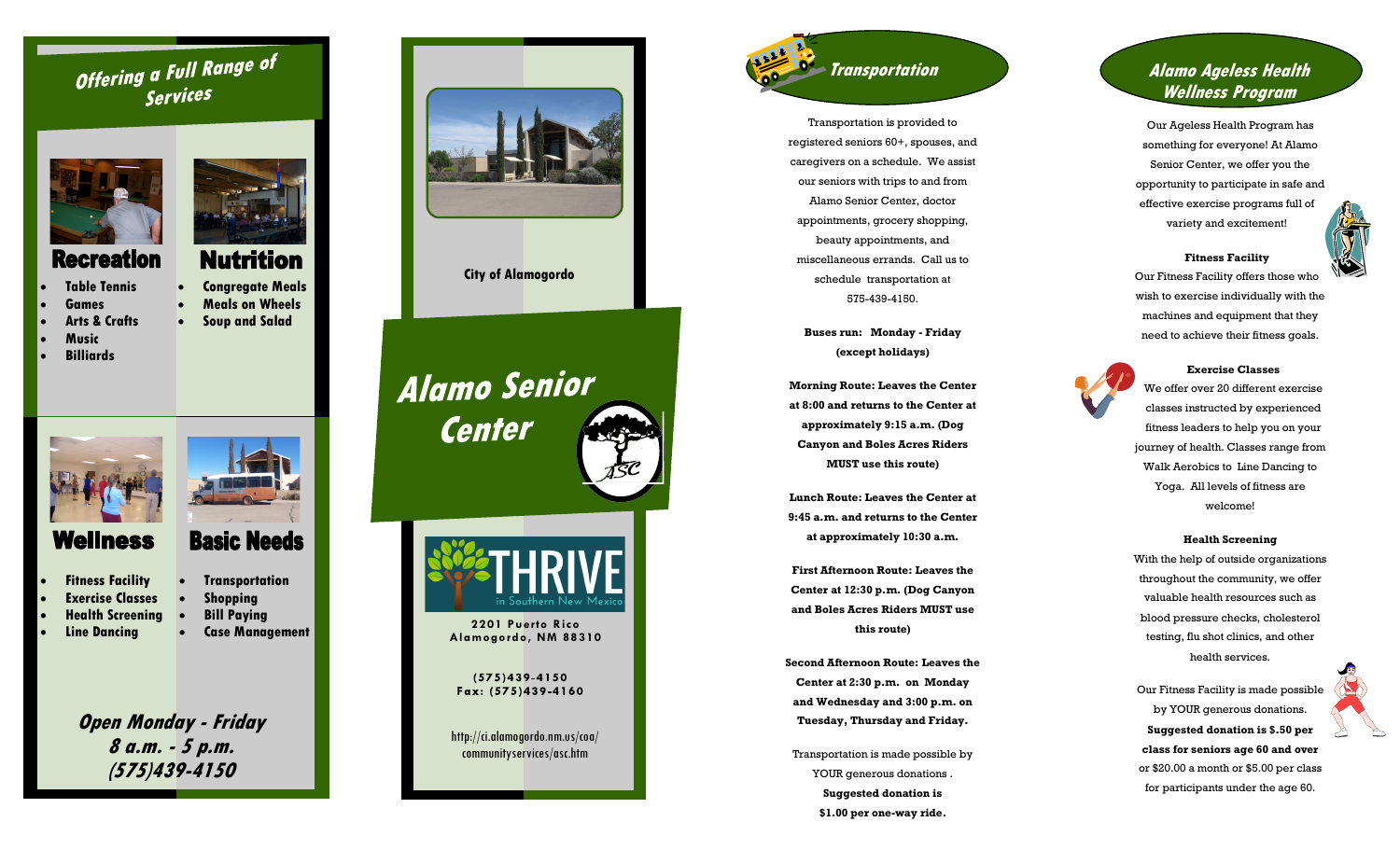## Offering a Full Range of Services

### Recreation

- Table Tennis
- Games
- Arts & Crafts
- Music
- Billiards

### Nutrition

- Congregate Meals
- Meals on Wheels
- Soup and Salad

### Wellness

- Fitness Facility
- Exercise Classes
- Health Screening
- Line Dancing

### Basic Needs

- Transportation
- Shopping
- Bill Paying
- Case Management

***Open Monday - Friday***
***8 a.m. - 5 p.m.***
***(575)439-4150***

**City of Alamogordo**

# *Alamo Senior Center*

ASC

THRIVE in Southern New Mexico

**2201 Puerto Rico**
**Alamogordo, NM 88310**

**(575)439-4150**
**Fax: (575)439-4160**

http://ci.alamogordo.nm.us/coa/communityservices/asc.htm

## *Transportation*

Transportation is provided to registered seniors 60+, spouses, and caregivers on a schedule. We assist our seniors with trips to and from Alamo Senior Center, doctor appointments, grocery shopping, beauty appointments, and miscellaneous errands. Call us to schedule transportation at 575-439-4150.

**Buses run: Monday - Friday (except holidays)**

**Morning Route: Leaves the Center at 8:00 and returns to the Center at approximately 9:15 a.m. (Dog Canyon and Boles Acres Riders MUST use this route)**

**Lunch Route: Leaves the Center at 9:45 a.m. and returns to the Center at approximately 10:30 a.m.**

**First Afternoon Route: Leaves the Center at 12:30 p.m. (Dog Canyon and Boles Acres Riders MUST use this route)**

**Second Afternoon Route: Leaves the Center at 2:30 p.m. on Monday and Wednesday and 3:00 p.m. on Tuesday, Thursday and Friday.**

Transportation is made possible by YOUR generous donations . **Suggested donation is $1.00 per one-way ride.**

## *Alamo Ageless Health Wellness Program*

Our Ageless Health Program has something for everyone! At Alamo Senior Center, we offer you the opportunity to participate in safe and effective exercise programs full of variety and excitement!

**Fitness Facility**

Our Fitness Facility offers those who wish to exercise individually with the machines and equipment that they need to achieve their fitness goals.

**Exercise Classes**

We offer over 20 different exercise classes instructed by experienced fitness leaders to help you on your journey of health. Classes range from Walk Aerobics to Line Dancing to Yoga. All levels of fitness are welcome!

**Health Screening**

With the help of outside organizations throughout the community, we offer valuable health resources such as blood pressure checks, cholesterol testing, flu shot clinics, and other health services.

Our Fitness Facility is made possible by YOUR generous donations. **Suggested donation is $.50 per class for seniors age 60 and over** or $20.00 a month or $5.00 per class for participants under the age 60.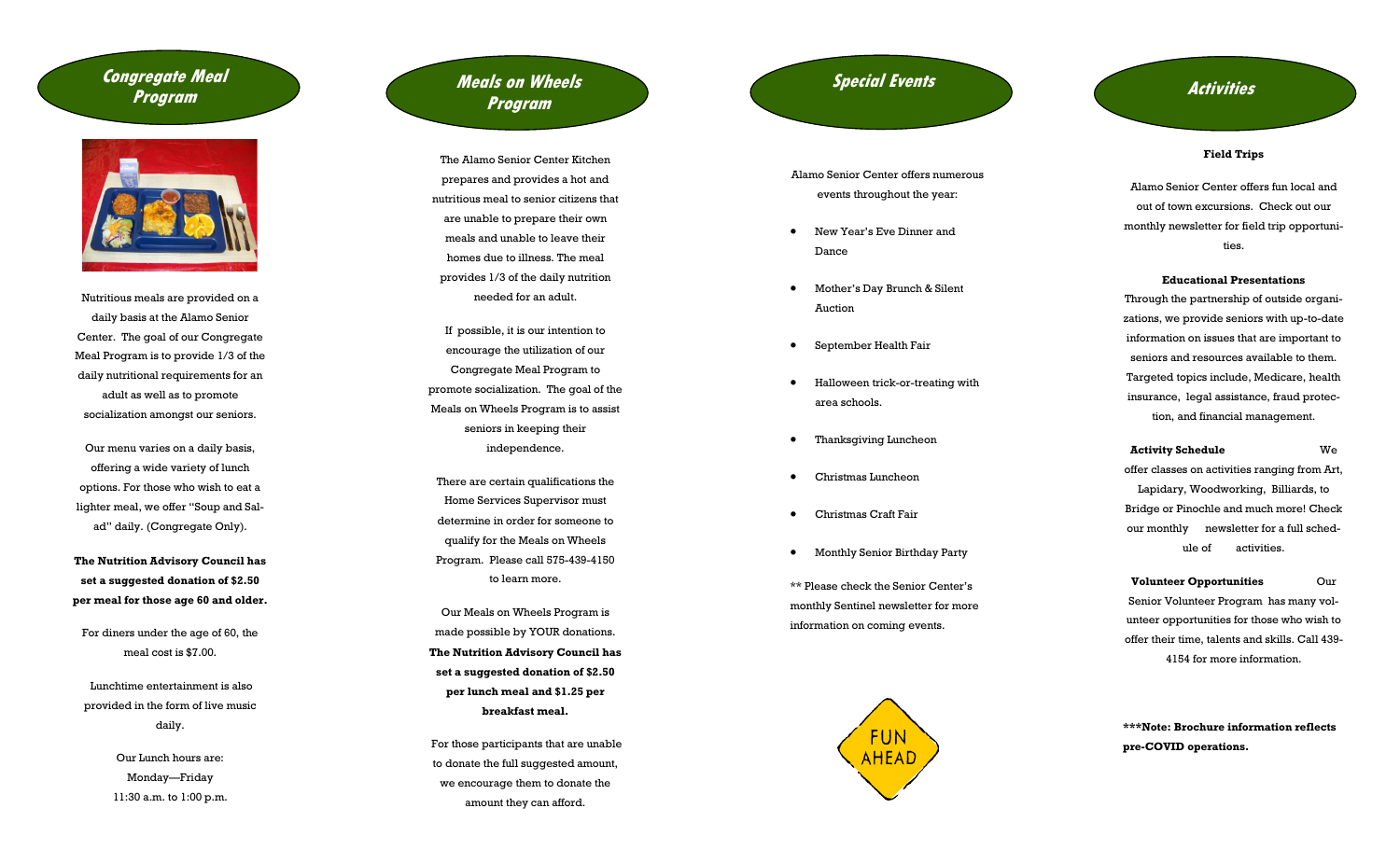## Congregate Meal Program

Nutritious meals are provided on a daily basis at the Alamo Senior Center. The goal of our Congregate Meal Program is to provide 1/3 of the daily nutritional requirements for an adult as well as to promote socialization amongst our seniors.

Our menu varies on a daily basis, offering a wide variety of lunch options. For those who wish to eat a lighter meal, we offer "Soup and Salad" daily. (Congregate Only).

**The Nutrition Advisory Council has set a suggested donation of $2.50 per meal for those age 60 and older.**

For diners under the age of 60, the meal cost is $7.00.

Lunchtime entertainment is also provided in the form of live music daily.

Our Lunch hours are:
Monday—Friday
11:30 a.m. to 1:00 p.m.

## Meals on Wheels Program

The Alamo Senior Center Kitchen prepares and provides a hot and nutritious meal to senior citizens that are unable to prepare their own meals and unable to leave their homes due to illness. The meal provides 1/3 of the daily nutrition needed for an adult.

If possible, it is our intention to encourage the utilization of our Congregate Meal Program to promote socialization. The goal of the Meals on Wheels Program is to assist seniors in keeping their independence.

There are certain qualifications the Home Services Supervisor must determine in order for someone to qualify for the Meals on Wheels Program. Please call 575-439-4150 to learn more.

Our Meals on Wheels Program is made possible by YOUR donations. **The Nutrition Advisory Council has set a suggested donation of $2.50 per lunch meal and $1.25 per breakfast meal.**

For those participants that are unable to donate the full suggested amount, we encourage them to donate the amount they can afford.

## Special Events

Alamo Senior Center offers numerous events throughout the year:

- New Year's Eve Dinner and Dance
- Mother's Day Brunch & Silent Auction
- September Health Fair
- Halloween trick-or-treating with area schools.
- Thanksgiving Luncheon
- Christmas Luncheon
- Christmas Craft Fair
- Monthly Senior Birthday Party

** Please check the Senior Center's monthly Sentinel newsletter for more information on coming events.

FUN AHEAD

## Activities

**Field Trips**

Alamo Senior Center offers fun local and out of town excursions. Check out our monthly newsletter for field trip opportunities.

**Educational Presentations**

Through the partnership of outside organizations, we provide seniors with up-to-date information on issues that are important to seniors and resources available to them. Targeted topics include, Medicare, health insurance, legal assistance, fraud protection, and financial management.

**Activity Schedule** We offer classes on activities ranging from Art, Lapidary, Woodworking, Billiards, to Bridge or Pinochle and much more! Check our monthly newsletter for a full schedule of activities.

**Volunteer Opportunities** Our Senior Volunteer Program has many volunteer opportunities for those who wish to offer their time, talents and skills. Call 439-4154 for more information.

**\*\*\*Note: Brochure information reflects pre-COVID operations.**